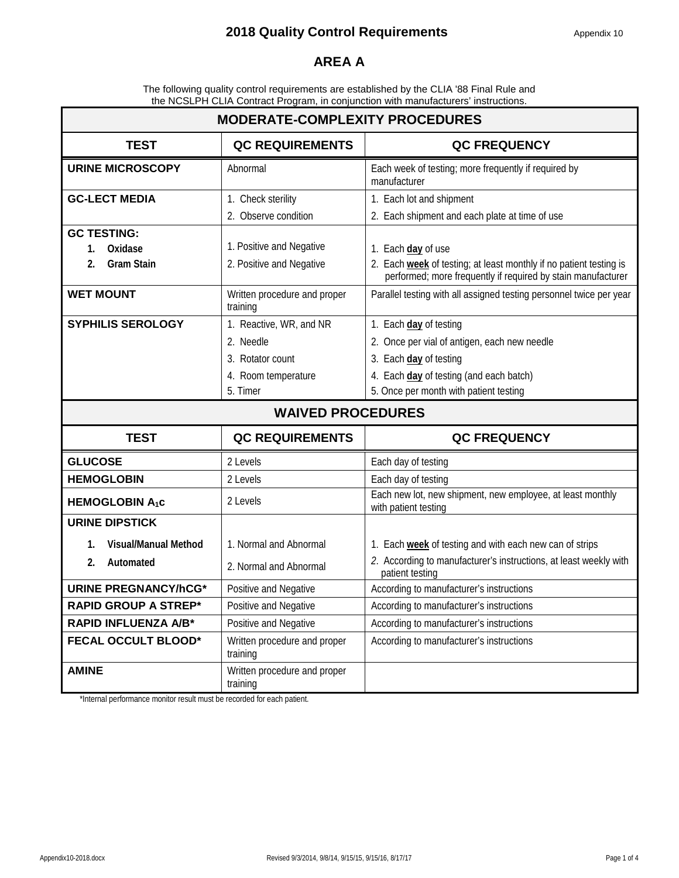# 2018 Quality Control Requirements

Appendix 10

## AREA A

The following quality control requirements are established by the CLIA '88 Final Rule and the NCSLPH CLIA Contract Program, in conjunction with manufacturers' instructions.

| MODERATE-COMPLEXITY PROCEDURES | | |
|---|---|---|
| **TEST** | **QC REQUIREMENTS** | **QC FREQUENCY** |
| **URINE MICROSCOPY** | Abnormal | Each week of testing; more frequently if required by manufacturer |
| **GC-LECT MEDIA** | 1. Check sterility<br>2. Observe condition | 1. Each lot and shipment<br>2. Each shipment and each plate at time of use |
| **GC TESTING:**<br>1. **Oxidase**<br>2. **Gram Stain** | 1. Positive and Negative<br>2. Positive and Negative | 1. Each **day** of use<br>2. Each **week** of testing; at least monthly if no patient testing is performed; more frequently if required by stain manufacturer |
| **WET MOUNT** | Written procedure and proper training | Parallel testing with all assigned testing personnel twice per year |
| **SYPHILIS SEROLOGY** | 1. Reactive, WR, and NR<br>2. Needle<br>3. Rotator count<br>4. Room temperature<br>5. Timer | 1. Each **day** of testing<br>2. Once per vial of antigen, each new needle<br>3. Each **day** of testing<br>4. Each **day** of testing (and each batch)<br>5. Once per month with patient testing |

| WAIVED PROCEDURES | | |
|---|---|---|
| **TEST** | **QC REQUIREMENTS** | **QC FREQUENCY** |
| **GLUCOSE** | 2 Levels | Each day of testing |
| **HEMOGLOBIN** | 2 Levels | Each day of testing |
| **HEMOGLOBIN $A_1c$** | 2 Levels | Each new lot, new shipment, new employee, at least monthly with patient testing |
| **URINE DIPSTICK**<br>1. **Visual/Manual Method**<br>2. **Automated** | 1. Normal and Abnormal<br>2. Normal and Abnormal | 1. Each **week** of testing and with each new can of strips<br>2. According to manufacturer's instructions, at least weekly with patient testing |
| **URINE PREGNANCY/hCG*** | Positive and Negative | According to manufacturer's instructions |
| **RAPID GROUP A STREP*** | Positive and Negative | According to manufacturer's instructions |
| **RAPID INFLUENZA A/B*** | Positive and Negative | According to manufacturer's instructions |
| **FECAL OCCULT BLOOD*** | Written procedure and proper training | According to manufacturer's instructions |
| **AMINE** | Written procedure and proper training | |

*Internal performance monitor result must be recorded for each patient.

Appendix10-2018.docx Revised 9/3/2014, 9/8/14, 9/15/15, 9/15/16, 8/17/17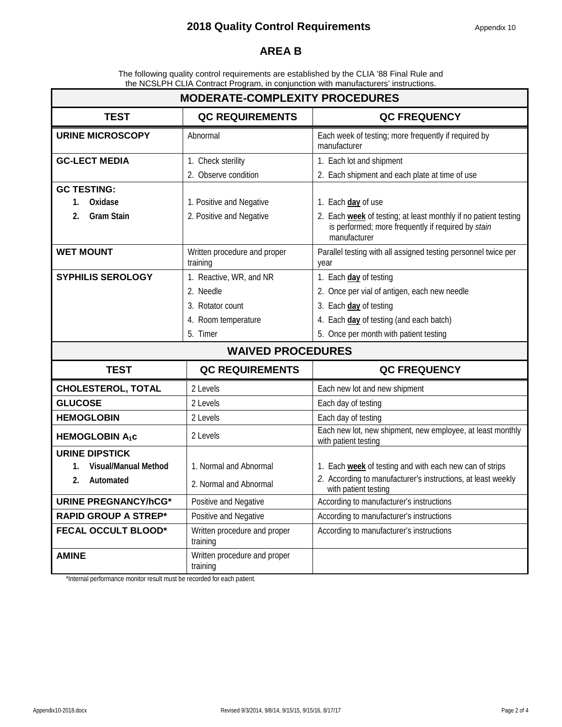# 2018 Quality Control Requirements

Appendix 10

## AREA B

The following quality control requirements are established by the CLIA '88 Final Rule and the NCSLPH CLIA Contract Program, in conjunction with manufacturers' instructions.

| **MODERATE-COMPLEXITY PROCEDURES** | | |
|---|---|---|
| **TEST** | **QC REQUIREMENTS** | **QC FREQUENCY** |
| **URINE MICROSCOPY** | Abnormal | Each week of testing; more frequently if required by manufacturer |
| **GC-LECT MEDIA** | 1. Check sterility<br>2. Observe condition | 1. Each lot and shipment<br>2. Each shipment and each plate at time of use |
| **GC TESTING:**<br>1. **Oxidase**<br>2. **Gram Stain** | 1. Positive and Negative<br>2. Positive and Negative | 1. Each **day** of use<br>2. Each **week** of testing; at least monthly if no patient testing is performed; more frequently if required by *stain* manufacturer |
| **WET MOUNT** | Written procedure and proper training | Parallel testing with all assigned testing personnel twice per year |
| **SYPHILIS SEROLOGY** | 1. Reactive, WR, and NR<br>2. Needle<br>3. Rotator count<br>4. Room temperature<br>5. Timer | 1. Each **day** of testing<br>2. Once per vial of antigen, each new needle<br>3. Each **day** of testing<br>4. Each **day** of testing (and each batch)<br>5. Once per month with patient testing |

| **WAIVED PROCEDURES** | | |
|---|---|---|
| **TEST** | **QC REQUIREMENTS** | **QC FREQUENCY** |
| **CHOLESTEROL, TOTAL** | 2 Levels | Each new lot and new shipment |
| **GLUCOSE** | 2 Levels | Each day of testing |
| **HEMOGLOBIN** | 2 Levels | Each day of testing |
| **HEMOGLOBIN $A_1c$** | 2 Levels | Each new lot, new shipment, new employee, at least monthly with patient testing |
| **URINE DIPSTICK**<br>1. **Visual/Manual Method**<br>2. **Automated** | 1. Normal and Abnormal<br>2. Normal and Abnormal | 1. Each **week** of testing and with each new can of strips<br>*2.* According to manufacturer's instructions, at least weekly with patient testing |
| **URINE PREGNANCY/hCG*** | Positive and Negative | According to manufacturer's instructions |
| **RAPID GROUP A STREP*** | Positive and Negative | According to manufacturer's instructions |
| **FECAL OCCULT BLOOD*** | Written procedure and proper training | According to manufacturer's instructions |
| **AMINE** | Written procedure and proper training | |

*Internal performance monitor result must be recorded for each patient.

Appendix10-2018.docx Revised 9/3/2014, 9/8/14, 9/15/15, 9/15/16, 8/17/17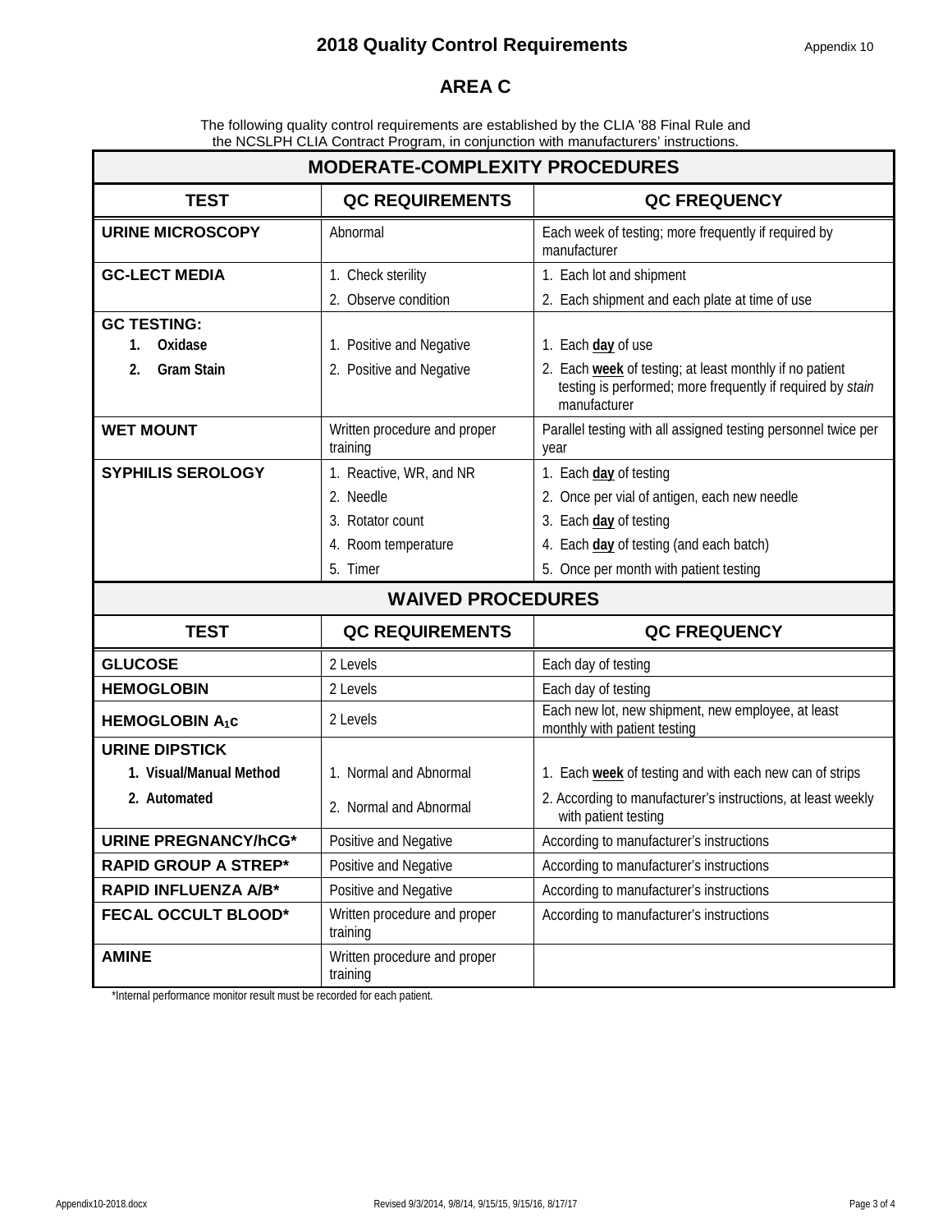# 2018 Quality Control Requirements

Appendix 10

## AREA C

The following quality control requirements are established by the CLIA '88 Final Rule and the NCSLPH CLIA Contract Program, in conjunction with manufacturers' instructions.

| MODERATE-COMPLEXITY PROCEDURES | | |
|---|---|---|
| **TEST** | **QC REQUIREMENTS** | **QC FREQUENCY** |
| **URINE MICROSCOPY** | Abnormal | Each week of testing; more frequently if required by manufacturer |
| **GC-LECT MEDIA** | 1. Check sterility | 1. Each lot and shipment |
| | 2. Observe condition | 2. Each shipment and each plate at time of use |
| **GC TESTING:** | | |
| **1. Oxidase** | 1. Positive and Negative | 1. Each **day** of use |
| **2. Gram Stain** | 2. Positive and Negative | 2. Each **week** of testing; at least monthly if no patient testing is performed; more frequently if required by *stain* manufacturer |
| **WET MOUNT** | Written procedure and proper training | Parallel testing with all assigned testing personnel twice per year |
| **SYPHILIS SEROLOGY** | 1. Reactive, WR, and NR | 1. Each **day** of testing |
| | 2. Needle | 2. Once per vial of antigen, each new needle |
| | 3. Rotator count | 3. Each **day** of testing |
| | 4. Room temperature | 4. Each **day** of testing (and each batch) |
| | 5. Timer | 5. Once per month with patient testing |

| WAIVED PROCEDURES | | |
|---|---|---|
| **TEST** | **QC REQUIREMENTS** | **QC FREQUENCY** |
| **GLUCOSE** | 2 Levels | Each day of testing |
| **HEMOGLOBIN** | 2 Levels | Each day of testing |
| **HEMOGLOBIN $A_1c$** | 2 Levels | Each new lot, new shipment, new employee, at least monthly with patient testing |
| **URINE DIPSTICK** | | |
| **1. Visual/Manual Method** | 1. Normal and Abnormal | 1. Each **week** of testing and with each new can of strips |
| **2. Automated** | 2. Normal and Abnormal | 2. According to manufacturer's instructions, at least weekly with patient testing |
| **URINE PREGNANCY/hCG*** | Positive and Negative | According to manufacturer's instructions |
| **RAPID GROUP A STREP*** | Positive and Negative | According to manufacturer's instructions |
| **RAPID INFLUENZA A/B*** | Positive and Negative | According to manufacturer's instructions |
| **FECAL OCCULT BLOOD*** | Written procedure and proper training | According to manufacturer's instructions |
| **AMINE** | Written procedure and proper training | |

*Internal performance monitor result must be recorded for each patient.

Appendix10-2018.docx Revised 9/3/2014, 9/8/14, 9/15/15, 9/15/16, 8/17/17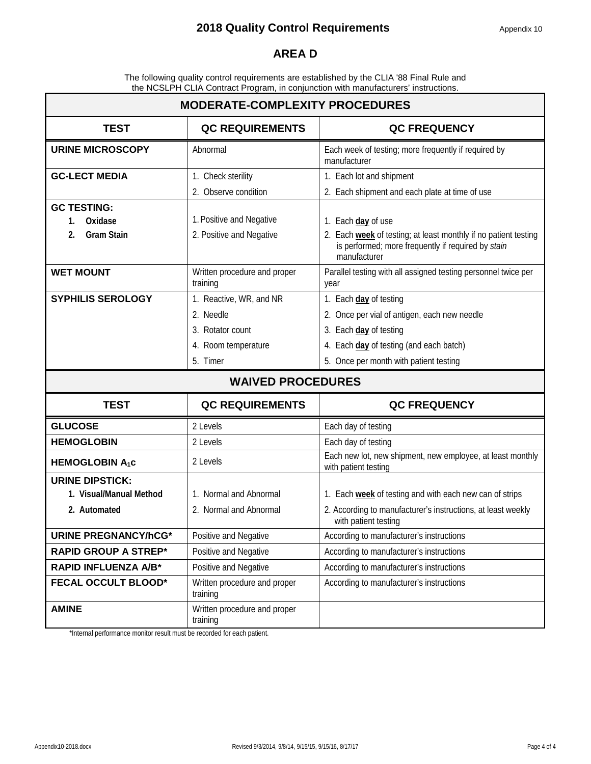# 2018 Quality Control Requirements

Appendix 10

## AREA D

The following quality control requirements are established by the CLIA '88 Final Rule and the NCSLPH CLIA Contract Program, in conjunction with manufacturers' instructions.

| MODERATE-COMPLEXITY PROCEDURES | | |
|---|---|---|
| **TEST** | **QC REQUIREMENTS** | **QC FREQUENCY** |
| **URINE MICROSCOPY** | Abnormal | Each week of testing; more frequently if required by manufacturer |
| **GC-LECT MEDIA** | 1. Check sterility | 1. Each lot and shipment |
| | 2. Observe condition | 2. Each shipment and each plate at time of use |
| **GC TESTING:** | | |
| 1. **Oxidase** | 1. Positive and Negative | 1. Each **day** of use |
| 2. **Gram Stain** | 2. Positive and Negative | 2. Each **week** of testing; at least monthly if no patient testing is performed; more frequently if required by *stain* manufacturer |
| **WET MOUNT** | Written procedure and proper training | Parallel testing with all assigned testing personnel twice per year |
| **SYPHILIS SEROLOGY** | 1. Reactive, WR, and NR | 1. Each **day** of testing |
| | 2. Needle | 2. Once per vial of antigen, each new needle |
| | 3. Rotator count | 3. Each **day** of testing |
| | 4. Room temperature | 4. Each **day** of testing (and each batch) |
| | 5. Timer | 5. Once per month with patient testing |

| WAIVED PROCEDURES | | |
|---|---|---|
| **TEST** | **QC REQUIREMENTS** | **QC FREQUENCY** |
| **GLUCOSE** | 2 Levels | Each day of testing |
| **HEMOGLOBIN** | 2 Levels | Each day of testing |
| **HEMOGLOBIN $A_1$c** | 2 Levels | Each new lot, new shipment, new employee, at least monthly with patient testing |
| **URINE DIPSTICK:** | | |
| **1. Visual/Manual Method** | 1. Normal and Abnormal | 1. Each **week** of testing and with each new can of strips |
| **2. Automated** | 2. Normal and Abnormal | 2. According to manufacturer's instructions, at least weekly with patient testing |
| **URINE PREGNANCY/hCG*** | Positive and Negative | According to manufacturer's instructions |
| **RAPID GROUP A STREP*** | Positive and Negative | According to manufacturer's instructions |
| **RAPID INFLUENZA A/B*** | Positive and Negative | According to manufacturer's instructions |
| **FECAL OCCULT BLOOD*** | Written procedure and proper training | According to manufacturer's instructions |
| **AMINE** | Written procedure and proper training | |

*Internal performance monitor result must be recorded for each patient.

Appendix10-2018.docx — Revised 9/3/2014, 9/8/14, 9/15/15, 9/15/16, 8/17/17